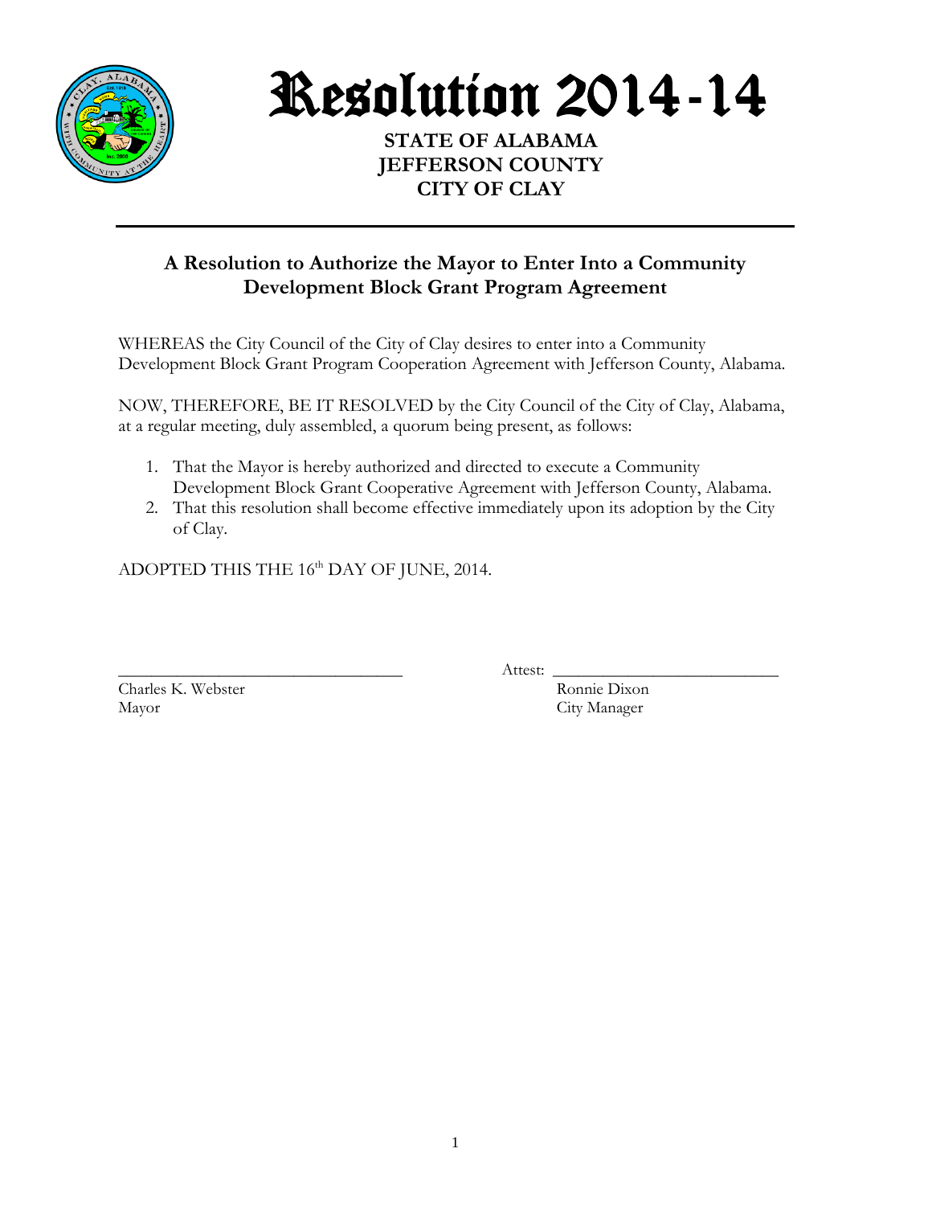# Resolution 2014-14

**STATE OF ALABAMA**
**JEFFERSON COUNTY**
**CITY OF CLAY**

---

## A Resolution to Authorize the Mayor to Enter Into a Community Development Block Grant Program Agreement

WHEREAS the City Council of the City of Clay desires to enter into a Community Development Block Grant Program Cooperation Agreement with Jefferson County, Alabama.

NOW, THEREFORE, BE IT RESOLVED by the City Council of the City of Clay, Alabama, at a regular meeting, duly assembled, a quorum being present, as follows:

1. That the Mayor is hereby authorized and directed to execute a Community Development Block Grant Cooperative Agreement with Jefferson County, Alabama.
2. That this resolution shall become effective immediately upon its adoption by the City of Clay.

ADOPTED THIS THE 16th DAY OF JUNE, 2014.

\_\_\_\_\_\_\_\_\_\_\_\_\_\_\_\_\_\_\_\_\_\_\_\_\_\_\_\_\_\_\_\_
Charles K. Webster
Mayor

Attest: \_\_\_\_\_\_\_\_\_\_\_\_\_\_\_\_\_\_\_\_\_\_\_\_\_\_\_\_
Ronnie Dixon
City Manager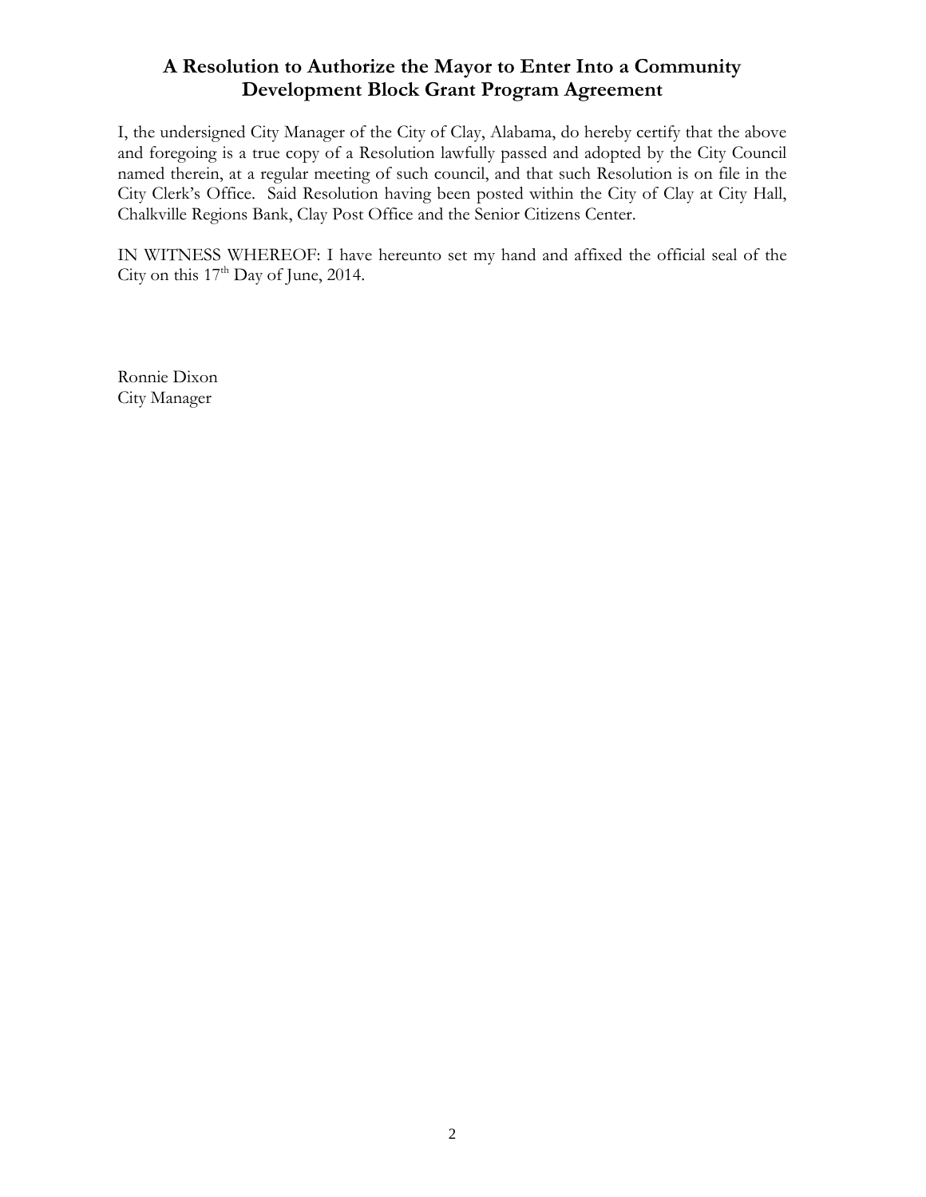## A Resolution to Authorize the Mayor to Enter Into a Community Development Block Grant Program Agreement

I, the undersigned City Manager of the City of Clay, Alabama, do hereby certify that the above and foregoing is a true copy of a Resolution lawfully passed and adopted by the City Council named therein, at a regular meeting of such council, and that such Resolution is on file in the City Clerk's Office. Said Resolution having been posted within the City of Clay at City Hall, Chalkville Regions Bank, Clay Post Office and the Senior Citizens Center.

IN WITNESS WHEREOF: I have hereunto set my hand and affixed the official seal of the City on this 17th Day of June, 2014.

Ronnie Dixon
City Manager